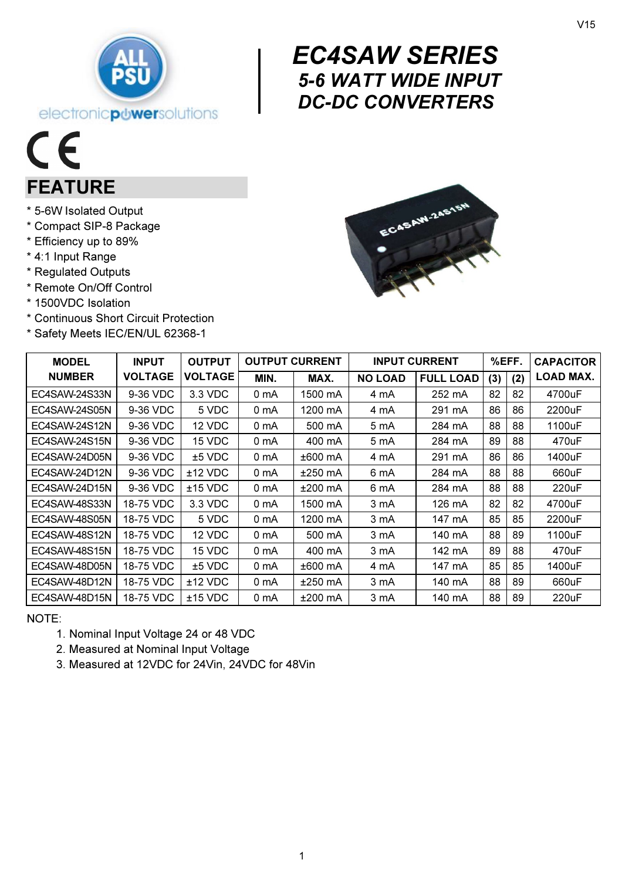V15

# EC4SAW SERIES

## 5-6 WATT WIDE INPUT DC-DC CONVERTERS

## FEATURE

* 5-6W Isolated Output
* Compact SIP-8 Package
* Efficiency up to 89%
* 4:1 Input Range
* Regulated Outputs
* Remote On/Off Control
* 1500VDC Isolation
* Continuous Short Circuit Protection
* Safety Meets IEC/EN/UL 62368-1

| MODEL NUMBER | INPUT VOLTAGE | OUTPUT VOLTAGE | OUTPUT CURRENT | | INPUT CURRENT | | %EFF. | | CAPACITOR LOAD MAX. |
|---|---|---|---|---|---|---|---|---|---|
| | | | MIN. | MAX. | NO LOAD | FULL LOAD | (3) | (2) | |
| EC4SAW-24S33N | 9-36 VDC | 3.3 VDC | 0 mA | 1500 mA | 4 mA | 252 mA | 82 | 82 | 4700uF |
| EC4SAW-24S05N | 9-36 VDC | 5 VDC | 0 mA | 1200 mA | 4 mA | 291 mA | 86 | 86 | 2200uF |
| EC4SAW-24S12N | 9-36 VDC | 12 VDC | 0 mA | 500 mA | 5 mA | 284 mA | 88 | 88 | 1100uF |
| EC4SAW-24S15N | 9-36 VDC | 15 VDC | 0 mA | 400 mA | 5 mA | 284 mA | 89 | 88 | 470uF |
| EC4SAW-24D05N | 9-36 VDC | ±5 VDC | 0 mA | ±600 mA | 4 mA | 291 mA | 86 | 86 | 1400uF |
| EC4SAW-24D12N | 9-36 VDC | ±12 VDC | 0 mA | ±250 mA | 6 mA | 284 mA | 88 | 88 | 660uF |
| EC4SAW-24D15N | 9-36 VDC | ±15 VDC | 0 mA | ±200 mA | 6 mA | 284 mA | 88 | 88 | 220uF |
| EC4SAW-48S33N | 18-75 VDC | 3.3 VDC | 0 mA | 1500 mA | 3 mA | 126 mA | 82 | 82 | 4700uF |
| EC4SAW-48S05N | 18-75 VDC | 5 VDC | 0 mA | 1200 mA | 3 mA | 147 mA | 85 | 85 | 2200uF |
| EC4SAW-48S12N | 18-75 VDC | 12 VDC | 0 mA | 500 mA | 3 mA | 140 mA | 88 | 89 | 1100uF |
| EC4SAW-48S15N | 18-75 VDC | 15 VDC | 0 mA | 400 mA | 3 mA | 142 mA | 89 | 88 | 470uF |
| EC4SAW-48D05N | 18-75 VDC | ±5 VDC | 0 mA | ±600 mA | 4 mA | 147 mA | 85 | 85 | 1400uF |
| EC4SAW-48D12N | 18-75 VDC | ±12 VDC | 0 mA | ±250 mA | 3 mA | 140 mA | 88 | 89 | 660uF |
| EC4SAW-48D15N | 18-75 VDC | ±15 VDC | 0 mA | ±200 mA | 3 mA | 140 mA | 88 | 89 | 220uF |

NOTE:

1. Nominal Input Voltage 24 or 48 VDC
2. Measured at Nominal Input Voltage
3. Measured at 12VDC for 24Vin, 24VDC for 48Vin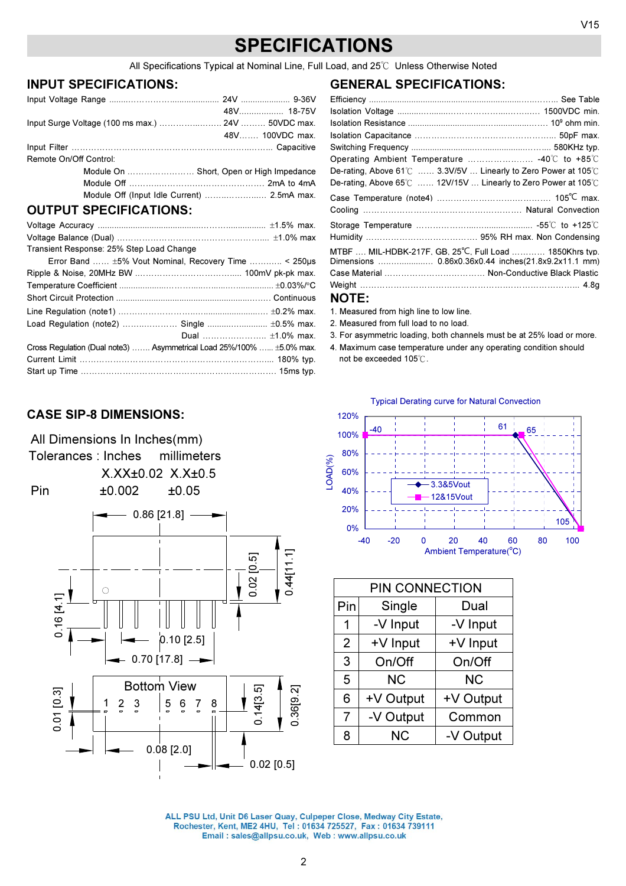# SPECIFICATIONS

All Specifications Typical at Nominal Line, Full Load, and 25℃ Unless Otherwise Noted

## INPUT SPECIFICATIONS:

| | | |
|---|---|---|
| Input Voltage Range | 24V | 9-36V |
| | 48V | 18-75V |
| Input Surge Voltage (100 ms max.) | 24V | 50VDC max. |
| | 48V | 100VDC max. |
| Input Filter | | Capacitive |
| Remote On/Off Control: | | |
| Module On | | Short, Open or High Impedance |
| Module Off | | 2mA to 4mA |
| Module Off (Input Idle Current) | | 2.5mA max. |

## OUTPUT SPECIFICATIONS:

| | | |
|---|---|---|
| Voltage Accuracy | | ±1.5% max. |
| Voltage Balance (Dual) | | ±1.0% max |
| Transient Response: 25% Step Load Change | | |
| Error Band ...... ±5% Vout Nominal, Recovery Time | | < 250μs |
| Ripple & Noise, 20MHz BW | | 100mV pk-pk max. |
| Temperature Coefficient | | ±0.03%/°C |
| Short Circuit Protection | | Continuous |
| Line Regulation (note1) | | ±0.2% max. |
| Load Regulation (note2) | Single | ±0.5% max. |
| | Dual | ±1.0% max. |
| Cross Regulation (Dual note3) | Asymmetrical Load 25%/100% | ±5.0% max. |
| Current Limit | | 180% typ. |
| Start up Time | | 15ms typ. |

## GENERAL SPECIFICATIONS:

| | |
|---|---|
| Efficiency | See Table |
| Isolation Voltage | 1500VDC min. |
| Isolation Resistance | $10^9$ ohm min. |
| Isolation Capacitance | 50pF max. |
| Switching Frequency | 580KHz typ. |
| Operating Ambient Temperature | -40℃ to +85℃ |
| De-rating, Above 61℃ | 3.3V/5V ... Linearly to Zero Power at 105℃ |
| De-rating, Above 65℃ | 12V/15V ... Linearly to Zero Power at 105℃ |
| Case Temperature (note4) | 105℃ max. |
| Cooling | Natural Convection |
| Storage Temperature | -55℃ to +125℃ |
| Humidity | 95% RH max. Non Condensing |
| MTBF .... MIL-HDBK-217F, GB, 25℃, Full Load | 1850Khrs typ. |
| Dimensions | 0.86x0.36x0.44 inches(21.8x9.2x11.1 mm) |
| Case Material | Non-Conductive Black Plastic |
| Weight | 4.8g |

## NOTE:

1. Measured from high line to low line.
2. Measured from full load to no load.
3. For asymmetric loading, both channels must be at 25% load or more.
4. Maximum case temperature under any operating condition should not be exceeded 105℃.

## CASE SIP-8 DIMENSIONS:

All Dimensions In Inches(mm)

Tolerances : Inches X.XX±0.02, millimeters X.X±0.5

Pin ±0.002 ±0.05

0.86 [21.8]
0.02 [0.5]
0.44[11.1]
0.16 [4.1]
0.10 [2.5]
0.70 [17.8]
Bottom View
1 2 3 5 6 7 8
0.01 [0.3]
0.14[3.5]
0.36[9.2]
0.08 [2.0]
0.02 [0.5]

Typical Derating curve for Natural Convection

120%
100%
80%
60%
40%
20%
0%
LOAD(%)
-40
61
65
105
3.3&5Vout
12&15Vout
-40 -20 0 20 40 60 80 100
Ambient Temperature(°C)

| PIN CONNECTION | | |
|---|---|---|
| Pin | Single | Dual |
| 1 | -V Input | -V Input |
| 2 | +V Input | +V Input |
| 3 | On/Off | On/Off |
| 5 | NC | NC |
| 6 | +V Output | +V Output |
| 7 | -V Output | Common |
| 8 | NC | -V Output |

ALL PSU Ltd, Unit D6 Laser Quay, Culpeper Close, Medway City Estate, Rochester, Kent, ME2 4HU, Tel : 01634 725527, Fax : 01634 739111
Email : sales@allpsu.co.uk, Web : www.allpsu.co.uk